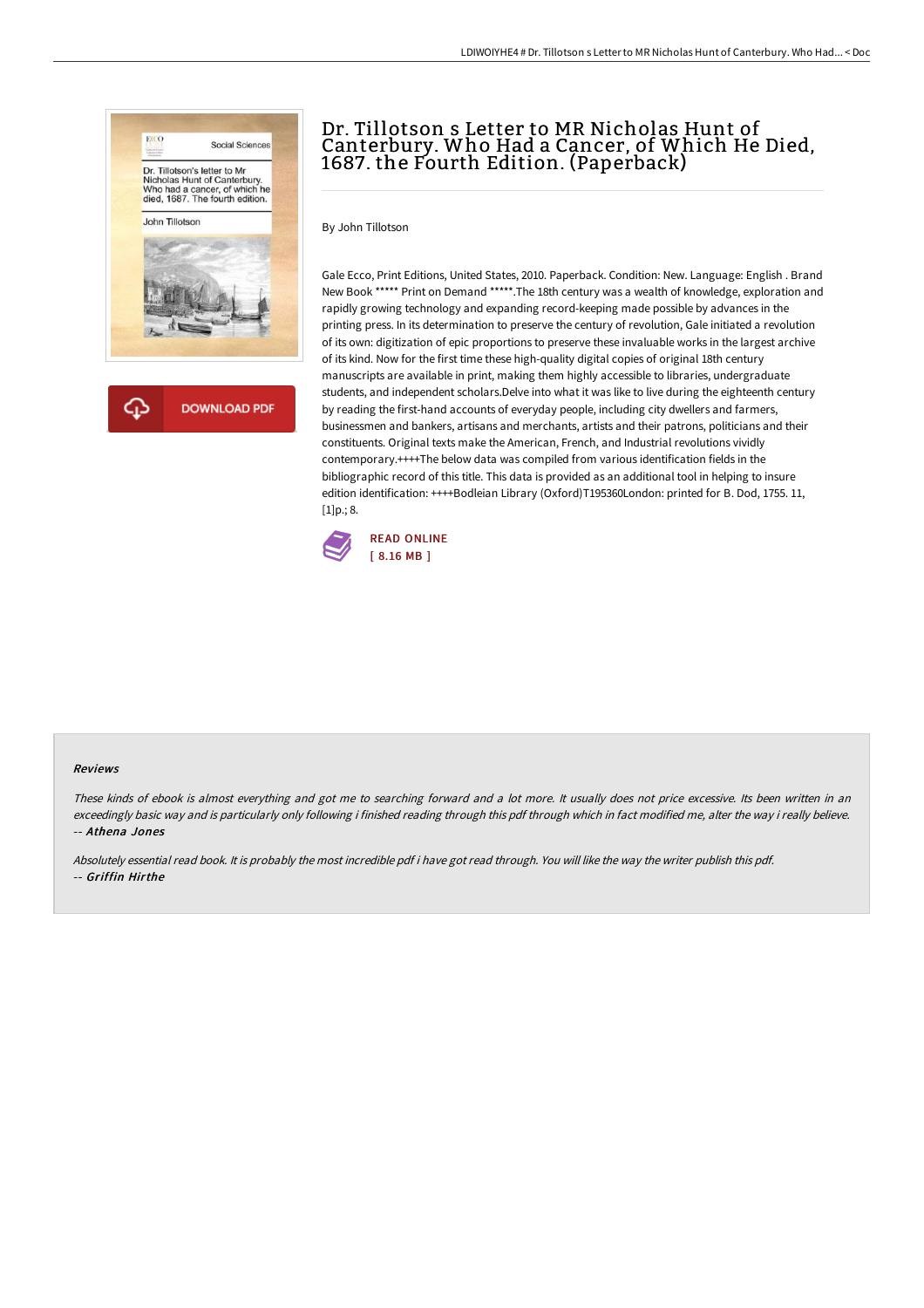# Dr. Tillotson s Letter to MR Nicholas Hunt of Canterbury. Who Had a Cancer, of Which He Died, 1687. the Fourth Edition. (Paperback)

DOWNLOAD PDF

By John Tillotson

Gale Ecco, Print Editions, United States, 2010. Paperback. Condition: New. Language: English . Brand New Book ***** Print on Demand *****.The 18th century was a wealth of knowledge, exploration and rapidly growing technology and expanding record-keeping made possible by advances in the printing press. In its determination to preserve the century of revolution, Gale initiated a revolution of its own: digitization of epic proportions to preserve these invaluable works in the largest archive of its kind. Now for the first time these high-quality digital copies of original 18th century manuscripts are available in print, making them highly accessible to libraries, undergraduate students, and independent scholars.Delve into what it was like to live during the eighteenth century by reading the first-hand accounts of everyday people, including city dwellers and farmers, businessmen and bankers, artisans and merchants, artists and their patrons, politicians and their constituents. Original texts make the American, French, and Industrial revolutions vividly contemporary.++++The below data was compiled from various identification fields in the bibliographic record of this title. This data is provided as an additional tool in helping to insure edition identification: ++++Bodleian Library (Oxford)T195360London: printed for B. Dod, 1755. 11, [1]p.; 8.

READ ONLINE
[ 8.16 MB ]

### Reviews

*These kinds of ebook is almost everything and got me to searching forward and a lot more. It usually does not price excessive. Its been written in an exceedingly basic way and is particularly only following i finished reading through this pdf through which in fact modified me, alter the way i really believe.*
*-- Athena Jones*

*Absolutely essential read book. It is probably the most incredible pdf i have got read through. You will like the way the writer publish this pdf.*
*-- Griffin Hirthe*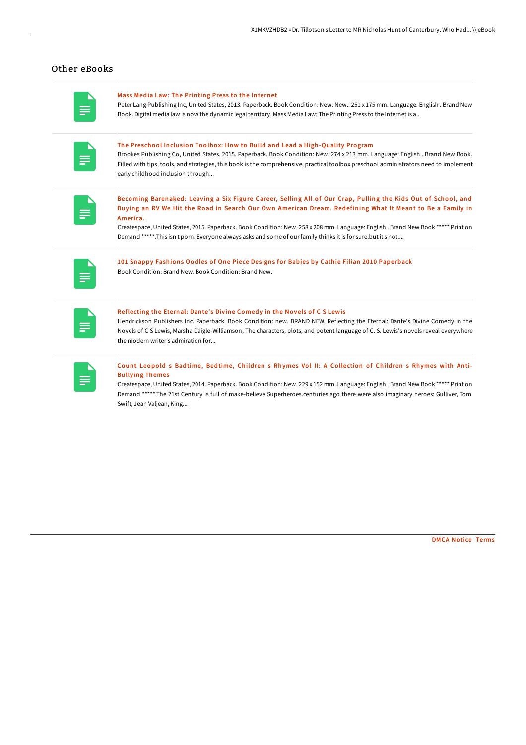## Other eBooks

### Mass Media Law: The Printing Press to the Internet

Peter Lang Publishing Inc, United States, 2013. Paperback. Book Condition: New. New.. 251 x 175 mm. Language: English . Brand New Book. Digital media law is now the dynamic legal territory. Mass Media Law: The Printing Press to the Internet is a...

### The Preschool Inclusion Toolbox: How to Build and Lead a High-Quality Program

Brookes Publishing Co, United States, 2015. Paperback. Book Condition: New. 274 x 213 mm. Language: English . Brand New Book. Filled with tips, tools, and strategies, this book is the comprehensive, practical toolbox preschool administrators need to implement early childhood inclusion through...

### Becoming Barenaked: Leaving a Six Figure Career, Selling All of Our Crap, Pulling the Kids Out of School, and Buying an RV We Hit the Road in Search Our Own American Dream. Redefining What It Meant to Be a Family in America.

Createspace, United States, 2015. Paperback. Book Condition: New. 258 x 208 mm. Language: English . Brand New Book ***** Print on Demand *****.This isn t porn. Everyone always asks and some of our family thinks it is for sure.but it s not....

### 101 Snappy Fashions Oodles of One Piece Designs for Babies by Cathie Filian 2010 Paperback

Book Condition: Brand New. Book Condition: Brand New.

### Reflecting the Eternal: Dante's Divine Comedy in the Novels of C S Lewis

Hendrickson Publishers Inc. Paperback. Book Condition: new. BRAND NEW, Reflecting the Eternal: Dante's Divine Comedy in the Novels of C S Lewis, Marsha Daigle-Williamson, The characters, plots, and potent language of C. S. Lewis's novels reveal everywhere the modern writer's admiration for...

### Count Leopold s Badtime, Bedtime, Children s Rhymes Vol II: A Collection of Children s Rhymes with Anti-Bullying Themes

Createspace, United States, 2014. Paperback. Book Condition: New. 229 x 152 mm. Language: English . Brand New Book ***** Print on Demand *****.The 21st Century is full of make-believe Superheroes.centuries ago there were also imaginary heroes: Gulliver, Tom Swift, Jean Valjean, King...

DMCA Notice | Terms